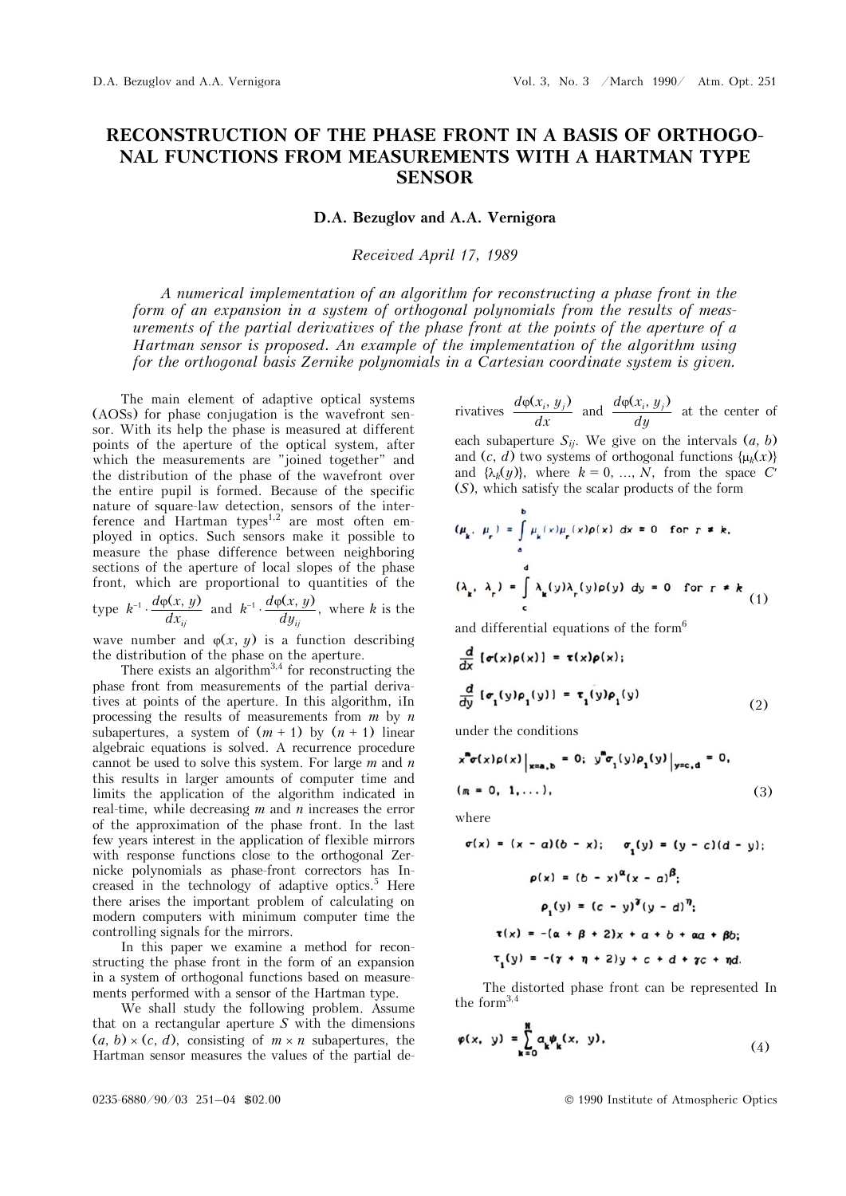# RECONSTRUCTION OF THE PHASE FRONT IN A BASIS OF ORTHOGONAL FUNCTIONS FROM MEASUREMENTS WITH A HARTMAN TYPE SENSOR

**D.A. Bezuglov and A.A. Vernigora**

*Received April 17, 1989*

*A numerical implementation of an algorithm for reconstructing a phase front in the form of an expansion in a system of orthogonal polynomials from the results of measurements of the partial derivatives of the phase front at the points of the aperture of a Hartman sensor is proposed. An example of the implementation of the algorithm using for the orthogonal basis Zernike polynomials in a Cartesian coordinate system is given.*

The main element of adaptive optical systems (AOSs) for phase conjugation is the wavefront sensor. With its help the phase is measured at different points of the aperture of the optical system, after which the measurements are "joined together" and the distribution of the phase of the wavefront over the entire pupil is formed. Because of the specific nature of square-law detection, sensors of the interference and Hartman types[1,2] are most often employed in optics. Such sensors make it possible to measure the phase difference between neighboring sections of the aperture of local slopes of the phase front, which are proportional to quantities of the type $k^{-1}\cdot\dfrac{d\varphi(x,y)}{dx_{ij}}$ and $k^{-1}\cdot\dfrac{d\varphi(x,y)}{dy_{ij}}$, where $k$ is the wave number and $\varphi(x, y)$ is a function describing the distribution of the phase on the aperture.

There exists an algorithm[3,4] for reconstructing the phase front from measurements of the partial derivatives at points of the aperture. In this algorithm, iIn processing the results of measurements from $m$ by $n$ subapertures, a system of $(m + 1)$ by $(n + 1)$ linear algebraic equations is solved. A recurrence procedure cannot be used to solve this system. For large $m$ and $n$ this results in larger amounts of computer time and limits the application of the algorithm indicated in real-time, while decreasing $m$ and $n$ increases the error of the approximation of the phase front. In the last few years interest in the application of flexible mirrors with response functions close to the orthogonal Zernicke polynomials as phase-front correctors has Increased in the technology of adaptive optics.[5] Here there arises the important problem of calculating on modern computers with minimum computer time the controlling signals for the mirrors.

In this paper we examine a method for reconstructing the phase front in the form of an expansion in a system of orthogonal functions based on measurements performed with a sensor of the Hartman type.

We shall study the following problem. Assume that on a rectangular aperture $S$ with the dimensions $(a, b) \times (c, d)$, consisting of $m \times n$ subapertures, the Hartman sensor measures the values of the partial derivatives $\dfrac{d\varphi(x_i, y_j)}{dx}$ and $\dfrac{d\varphi(x_i, y_j)}{dy}$ at the center of each subaperture $S_{ij}$. We give on the intervals $(a, b)$ and $(c, d)$ two systems of orthogonal functions $\{\mu_k(x)\}$ and $\{\lambda_k(y)\}$, where $k = 0, \ldots, N$, from the space $C'(S)$, which satisfy the scalar products of the form

$$(\mu_k, \mu_r) = \int_a^b \mu_k(x)\mu_r(x)\rho(x)\,dx = 0 \quad \text{for } r \neq k,$$

$$(\lambda_k, \lambda_r) = \int_c^d \lambda_k(y)\lambda_r(y)\rho(y)\,dy = 0 \quad \text{for } r \neq k \tag{1}$$

and differential equations of the form[6]

$$\frac{d}{dx}[\sigma(x)\rho(x)] = \tau(x)\rho(x);$$

$$\frac{d}{dy}[\sigma_1(y)\rho_1(y)] = \tau_1(y)\rho_1(y) \tag{2}$$

under the conditions

$$x^m\sigma(x)\rho(x)\Big|_{x=a,b} = 0;\quad y^m\sigma_1(y)\rho_1(y)\Big|_{y=c,d} = 0,$$

$$(m = 0, 1, \ldots), \tag{3}$$

where

$$\sigma(x) = (x - a)(b - x);\quad \sigma_1(y) = (y - c)(d - y);$$

$$\rho(x) = (b - x)^{\alpha}(x - a)^{\beta};$$

$$\rho_1(y) = (c - y)^{\gamma}(y - d)^{\eta};$$

$$\tau(x) = -(\alpha + \beta + 2)x + a + b + \alpha a + \beta b;$$

$$\tau_1(y) = -(\gamma + \eta + 2)y + c + d + \gamma c + \eta d.$$

The distorted phase front can be represented In the form[3,4]

$$\varphi(x, y) = \sum_{k=0}^{N} a_k\psi_k(x, y), \tag{4}$$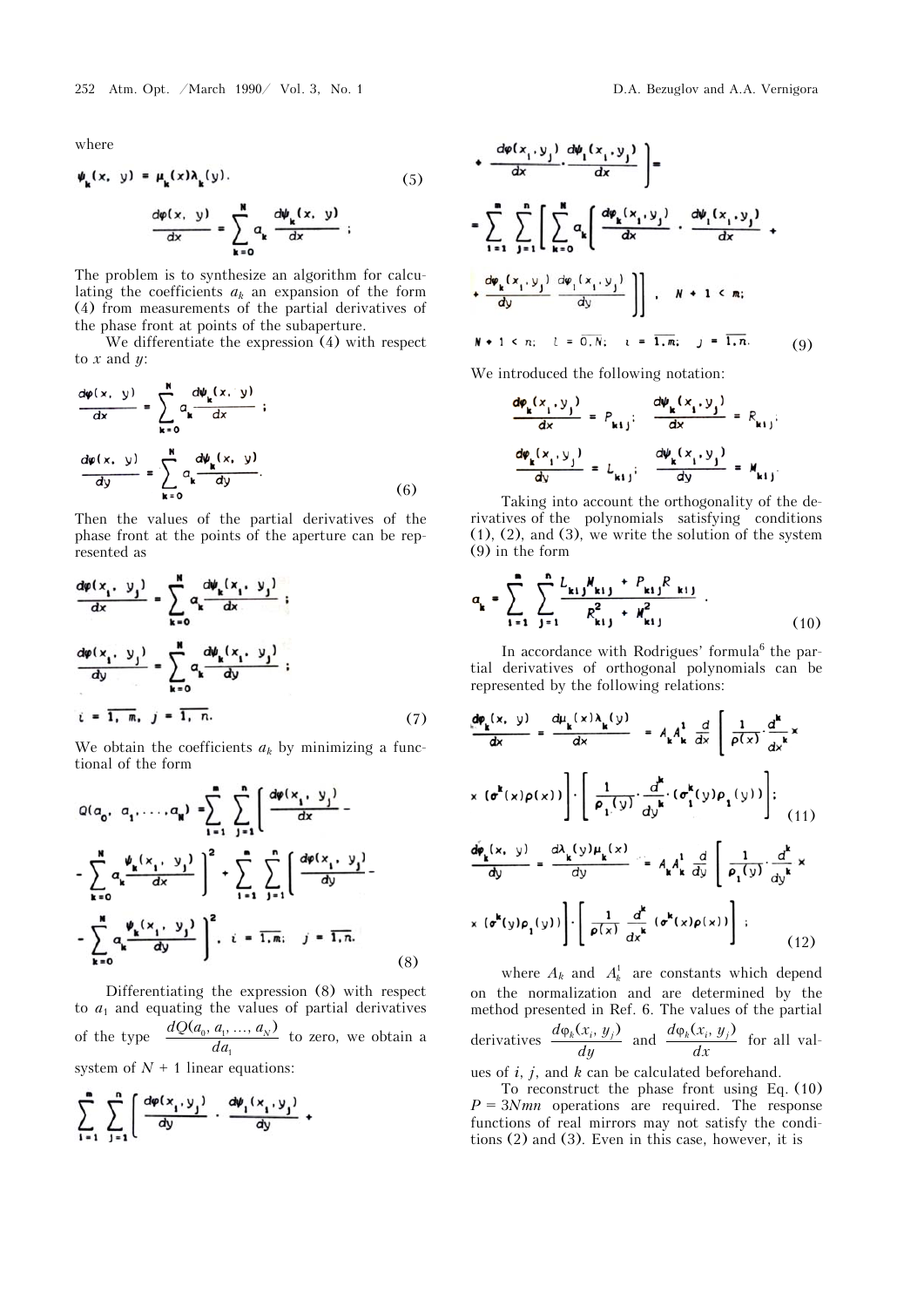where

$$\psi_k(x,\ y) = \mu_k(x)\lambda_k(y). \tag{5}$$

$$\frac{d\varphi(x,\ y)}{dx} = \sum_{k=0}^{N} a_k \frac{d\psi_k(x,\ y)}{dx};$$

The problem is to synthesize an algorithm for calculating the coefficients $a_k$ an expansion of the form (4) from measurements of the partial derivatives of the phase front at points of the subaperture.

We differentiate the expression (4) with respect to $x$ and $y$:

$$\frac{d\varphi(x,\ y)}{dx} = \sum_{k=0}^{N} a_k \frac{d\psi_k(x,\ y)}{dx};$$

$$\frac{d\varphi(x,\ y)}{dy} = \sum_{k=0}^{N} a_k \frac{d\psi_k(x,\ y)}{dy}. \tag{6}$$

Then the values of the partial derivatives of the phase front at the points of the aperture can be represented as

$$\frac{d\varphi(x_i,\ y_j)}{dx} = \sum_{k=0}^{N} a_k \frac{d\psi_k(x_i,\ y_j)}{dx};$$

$$\frac{d\varphi(x_i,\ y_j)}{dy} = \sum_{k=0}^{N} a_k \frac{d\psi_k(x_i,\ y_j)}{dy};$$

$$i = \overline{1,\ m},\ j = \overline{1,\ n}. \tag{7}$$

We obtain the coefficients $a_k$ by minimizing a functional of the form

$$Q(a_0,\ a_1,\dots,a_N) = \sum_{i=1}^{m}\sum_{j=1}^{n}\left[\frac{d\varphi(x_i,\ y_j)}{dx} - \sum_{k=0}^{N} a_k \frac{\psi_k(x_i,\ y_j)}{dx}\right]^2 + \sum_{i=1}^{m}\sum_{j=1}^{n}\left[\frac{d\varphi(x_i,\ y_j)}{dy} - \sum_{k=0}^{N} a_k \frac{\psi_k(x_i,\ y_j)}{dy}\right]^2.\quad i = \overline{1,m};\quad j = \overline{1,n}. \tag{8}$$

Differentiating the expression (8) with respect to $a_1$ and equating the values of partial derivatives of the type $\dfrac{dQ(a_0, a_1, \dots, a_N)}{da_1}$ to zero, we obtain a system of $N + 1$ linear equations:

$$\sum_{i=1}^{m}\sum_{j=1}^{n}\left[\frac{d\varphi(x_i,y_j)}{dy}\cdot\frac{d\psi_l(x_i,y_j)}{dy} + \frac{d\varphi(x_i,y_j)}{dx}\cdot\frac{d\psi_l(x_i,y_j)}{dx}\right] =$$

$$= \sum_{i=1}^{m}\sum_{j=1}^{n}\left[\sum_{k=0}^{N} a_k\left(\frac{d\varphi_k(x_i,y_j)}{dx}\cdot\frac{d\psi_l(x_i,y_j)}{dx} + \frac{d\varphi_k(x_i,y_j)}{dy}\,\frac{d\varphi_l(x_i,y_j)}{dy}\right)\right],\quad N+1 < m;$$

$$N+1 < n;\quad l = \overline{0,N};\quad i = \overline{1,m};\quad j = \overline{1,n}. \tag{9}$$

We introduced the following notation:

$$\frac{d\varphi_k(x_i,y_j)}{dx} = P_{kij};\quad \frac{d\psi_k(x_i,y_j)}{dx} = R_{kij};$$

$$\frac{d\varphi_k(x_i,y_j)}{dy} = L_{kij};\quad \frac{d\psi_k(x_i,y_j)}{dy} = M_{kij}.$$

Taking into account the orthogonality of the derivatives of the polynomials satisfying conditions (1), (2), and (3), we write the solution of the system (9) in the form

$$a_k = \sum_{i=1}^{m}\sum_{j=1}^{n}\frac{L_{kij}M_{kij} + P_{kij}R_{kij}}{R^2_{kij} + M^2_{kij}}. \tag{10}$$

In accordance with Rodrigues' formula[6] the partial derivatives of orthogonal polynomials can be represented by the following relations:

$$\frac{d\varphi_k(x,\ y)}{dx} = \frac{d\mu_k(x)\lambda_k(y)}{dx} = A_k A^1_k\,\frac{d}{dx}\left[\frac{1}{\rho(x)}\cdot\frac{d^k}{dx^k}\times(\sigma^k(x)\rho(x))\right]\cdot\left[\frac{1}{\rho_1(y)}\cdot\frac{d^k}{dy^k}\cdot(\sigma^k_1(y)\rho_1(y))\right]; \tag{11}$$

$$\frac{d\varphi_k(x,\ y)}{dy} = \frac{d\lambda_k(y)\mu_k(x)}{dy} = A_k A^1_k\,\frac{d}{dy}\left[\frac{1}{\rho_1(y)}\cdot\frac{d^k}{dy^k}\times(\sigma^k(y)\rho_1(y))\right]\cdot\left[\frac{1}{\rho(x)}\,\frac{d^k}{dx^k}\,(\sigma^k(x)\rho(x))\right]; \tag{12}$$

where $A_k$ and $A^1_k$ are constants which depend on the normalization and are determined by the method presented in Ref. 6. The values of the partial derivatives $\dfrac{d\varphi_k(x_i,\,y_j)}{dy}$ and $\dfrac{d\varphi_k(x_i,\,y_j)}{dx}$ for all values of $i$, $j$, and $k$ can be calculated beforehand.

To reconstruct the phase front using Eq. (10) $P = 3Nmn$ operations are required. The response functions of real mirrors may not satisfy the conditions (2) and (3). Even in this case, however, it is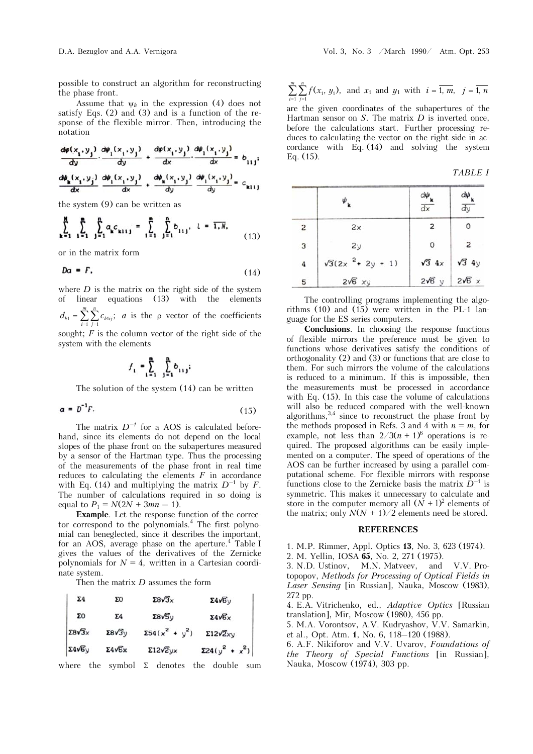possible to construct an algorithm for reconstructing the phase front.

Assume that $\psi_k$ in the expression (4) does not satisfy Eqs. (2) and (3) and is a function of the response of the flexible mirror. Then, introducing the notation

$$\frac{d\varphi(x_i, y_j)}{dy} \cdot \frac{d\psi_l(x_i, y_j)}{dy} + \frac{d\varphi(x_i, y_j)}{dx} \cdot \frac{d\psi_l(x_i, y_j)}{dx} = b_{lij};$$

$$\frac{d\psi_k(x_i, y_j)}{dx} \frac{d\psi_l(x_i, y_j)}{dx} + \frac{d\psi_k(x_i, y_j)}{dy} \frac{d\psi_l(x_i, y_j)}{dy} = c_{klij}$$

the system (9) can be written as

$$\sum_{k=1}^{N} \sum_{i=1}^{m} \sum_{j=1}^{n} a_k c_{klij} = \sum_{i=1}^{m} \sum_{j=1}^{n} b_{lij}, \quad l = \overline{1, N}, \tag{13}$$

or in the matrix form

$$Da = F, \tag{14}$$

where $D$ is the matrix on the right side of the system of linear equations (13) with the elements $d_{kl} = \sum_{i=1}^{m}\sum_{j=1}^{n} c_{klij}$; $a$ is the ρ vector of the coefficients sought; $F$ is the column vector of the right side of the system with the elements

$$f_l = \sum_{i=1}^{m} \sum_{j=1}^{n} b_{lij};$$

The solution of the system (14) can be written

$$a = D^{-1}F. \tag{15}$$

The matrix $D^{-1}$ for a AOS is calculated beforehand, since its elements do not depend on the local slopes of the phase front on the subapertures measured by a sensor of the Hartman type. Thus the processing of the measurements of the phase front in real time reduces to calculating the elements $F$ in accordance with Eq. (14) and multiplying the matrix $D^{-1}$ by $F$. The number of calculations required in so doing is equal to $P_1 = N(2N + 3mn - 1)$.

**Example**. Let the response function of the corrector correspond to the polynomials.[4] The first polynomial can beneglected, since it describes the important, for an AOS, average phase on the aperture.[4] Table I gives the values of the derivatives of the Zernicke polynomials for $N = 4$, written in a Cartesian coordinate system.

Then the matrix $D$ assumes the form

$$\begin{vmatrix} \Sigma 4 & \Sigma 0 & \Sigma 8\sqrt{3}x & \Sigma 4\sqrt{6}y \\ \Sigma 0 & \Sigma 4 & \Sigma 8\sqrt{5}y & \Sigma 4\sqrt{6}x \\ \Sigma 8\sqrt{3}x & \Sigma 8\sqrt{3}y & \Sigma 54(x^2+y^2) & \Sigma 12\sqrt{2}xy \\ \Sigma 4\sqrt{6}y & \Sigma 4\sqrt{6}x & \Sigma 12\sqrt{2}yx & \Sigma 24(y^2+x^2) \end{vmatrix}$$

where the symbol Σ denotes the double sum $\sum_{i=1}^{m}\sum_{j=1}^{n} f(x_1, y_1)$, and $x_1$ and $y_1$ with $i = \overline{1, m}$, $j = \overline{1, n}$ are the given coordinates of the subapertures of the Hartman sensor on $S$. The matrix $D$ is inverted once, before the calculations start. Further processing reduces to calculating the vector on the right side in accordance with Eq. (14) and solving the system Eq. (15).

*TABLE I*

| | $\psi_k$ | $\frac{d\psi_k}{dx}$ | $\frac{d\psi_k}{dy}$ |
|---|---|---|---|
| 2 | $2x$ | $2$ | $0$ |
| 3 | $2y$ | $0$ | $2$ |
| 4 | $\sqrt{3}(2x^2 + 2y + 1)$ | $\sqrt{3}\ 4x$ | $\sqrt{3}\ 4y$ |
| 5 | $2\sqrt{6}\ xy$ | $2\sqrt{6}\ y$ | $2\sqrt{6}\ x$ |

The controlling programs implementing the algorithms (10) and (15) were written in the PL-1 language for the ES series computers.

**Conclusions**. In choosing the response functions of flexible mirrors the preference must be given to functions whose derivatives satisfy the conditions of orthogonality (2) and (3) or functions that are close to them. For such mirrors the volume of the calculations is reduced to a minimum. If this is impossible, then the measurements must be processed in accordance with Eq. (15). In this case the volume of calculations will also be reduced compared with the well-known algorithms,[3,4] since to reconstruct the phase front by the methods proposed in Refs. 3 and 4 with $n = m$, for example, not less than $2/3(n + 1)^6$ operations is required. The proposed algorithms can be easily implemented on a computer. The speed of operations of the AOS can be further increased by using a parallel computational scheme. For flexible mirrors with response functions close to the Zernicke basis the matrix $D^{-1}$ is symmetric. This makes it unnecessary to calculate and store in the computer memory all $(N + 1)^2$ elements of the matrix; only $N(N + 1)/2$ elements need be stored.

## REFERENCES

1. M.P. Rimmer, Appl. Optics **13**, No. 3, 623 (1974).
2. M. Yellin, IOSA **65**, No. 2, 271 (1975).
3. N.D. Ustinov, M.N. Matveev, and V.V. Protopopov, *Methods for Processing of Optical Fields in Laser Sensing* [in Russian], Nauka, Moscow (1983), 272 pp.
4. E.A. Vitrichenko, ed., *Adaptive Optics* [Russian translation], Mir, Moscow (1980), 456 pp.
5. M.A. Vorontsov, A.V. Kudryashov, V.V. Samarkin, et al., Opt. Atm. **1**, No. 6, 118–120 (1988).
6. A.F. Nikiforov and V.V. Uvarov, *Foundations of the Theory of Special Functions* [in Russian], Nauka, Moscow (1974), 303 pp.